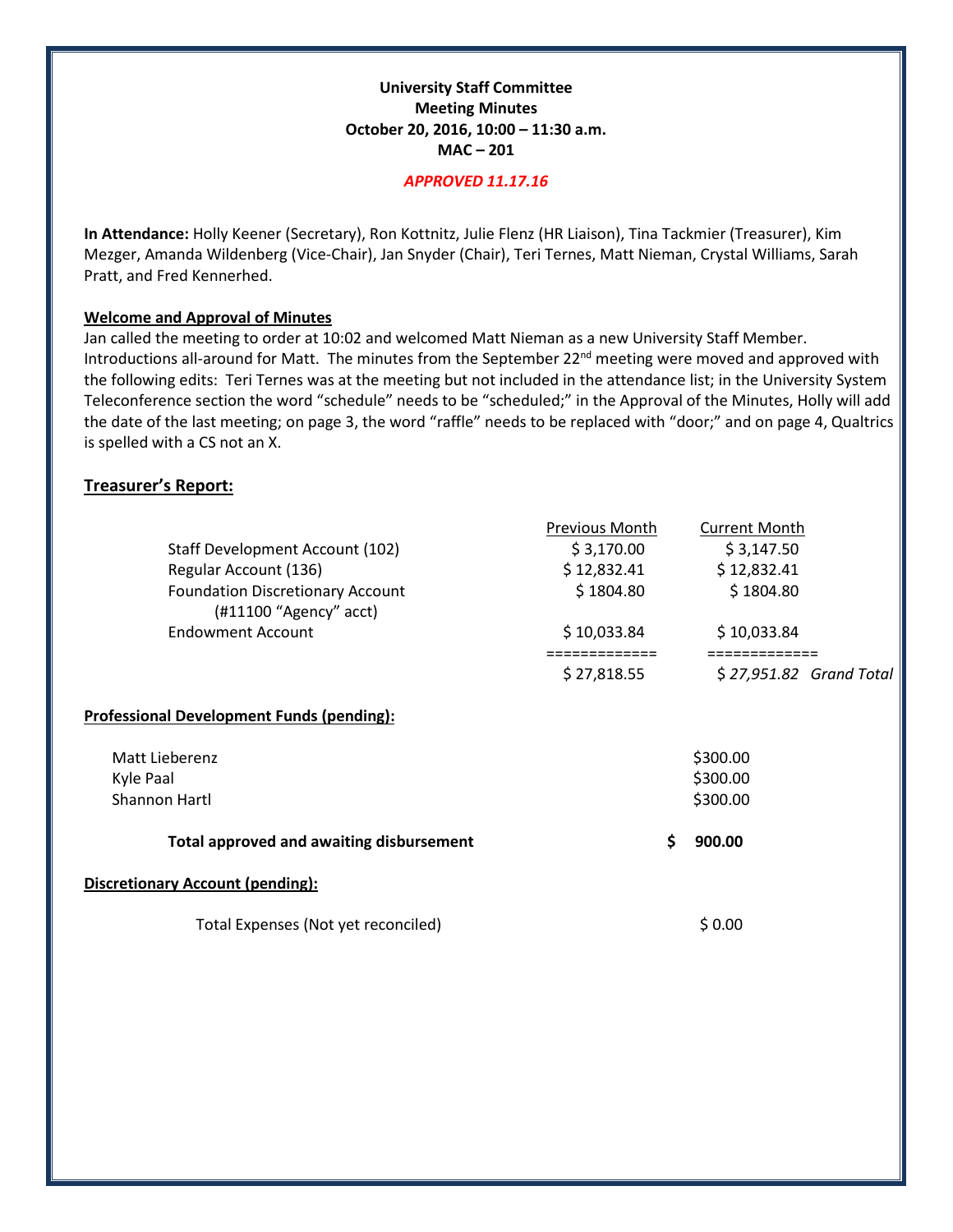**University Staff Committee**
**Meeting Minutes**
**October 20, 2016, 10:00 – 11:30 a.m.**
**MAC – 201**

***APPROVED 11.17.16***

**In Attendance:** Holly Keener (Secretary), Ron Kottnitz, Julie Flenz (HR Liaison), Tina Tackmier (Treasurer), Kim Mezger, Amanda Wildenberg (Vice-Chair), Jan Snyder (Chair), Teri Ternes, Matt Nieman, Crystal Williams, Sarah Pratt, and Fred Kennerhed.

**Welcome and Approval of Minutes**

Jan called the meeting to order at 10:02 and welcomed Matt Nieman as a new University Staff Member. Introductions all-around for Matt. The minutes from the September 22nd meeting were moved and approved with the following edits: Teri Ternes was at the meeting but not included in the attendance list; in the University System Teleconference section the word "schedule" needs to be "scheduled;" in the Approval of the Minutes, Holly will add the date of the last meeting; on page 3, the word "raffle" needs to be replaced with "door;" and on page 4, Qualtrics is spelled with a CS not an X.

## Treasurer's Report:

| | Previous Month | Current Month | |
|---|---|---|---|
| Staff Development Account (102) | $ 3,170.00 | $ 3,147.50 | |
| Regular Account (136) | $ 12,832.41 | $ 12,832.41 | |
| Foundation Discretionary Account (#11100 "Agency" acct) | $ 1804.80 | $ 1804.80 | |
| Endowment Account | $ 10,033.84 | $ 10,033.84 | |
| | ============= | ============= | |
| | $ 27,818.55 | *$ 27,951.82* | *Grand Total* |

**Professional Development Funds (pending):**

| | |
|---|---|
| Matt Lieberenz | $300.00 |
| Kyle Paal | $300.00 |
| Shannon Hartl | $300.00 |
| **Total approved and awaiting disbursement** | **$ 900.00** |

**Discretionary Account (pending):**

| | |
|---|---|
| Total Expenses (Not yet reconciled) | $ 0.00 |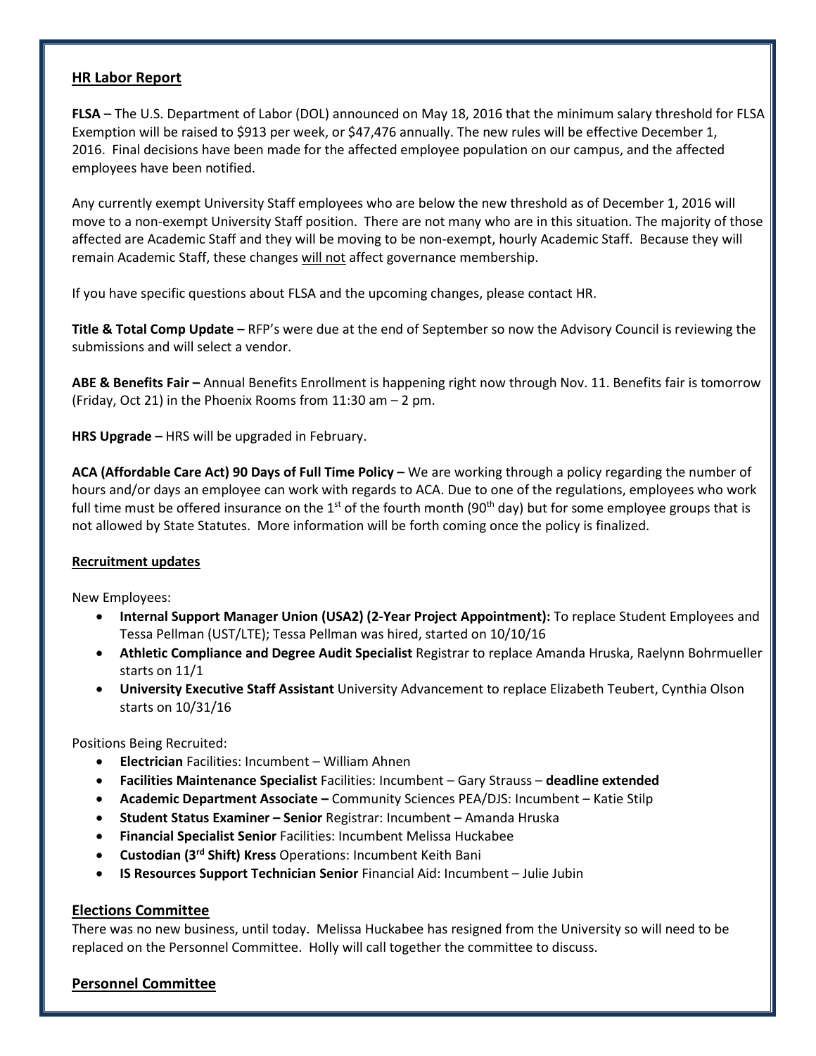## HR Labor Report

**FLSA** – The U.S. Department of Labor (DOL) announced on May 18, 2016 that the minimum salary threshold for FLSA Exemption will be raised to $913 per week, or $47,476 annually. The new rules will be effective December 1, 2016. Final decisions have been made for the affected employee population on our campus, and the affected employees have been notified.

Any currently exempt University Staff employees who are below the new threshold as of December 1, 2016 will move to a non-exempt University Staff position. There are not many who are in this situation. The majority of those affected are Academic Staff and they will be moving to be non-exempt, hourly Academic Staff. Because they will remain Academic Staff, these changes will not affect governance membership.

If you have specific questions about FLSA and the upcoming changes, please contact HR.

**Title & Total Comp Update –** RFP's were due at the end of September so now the Advisory Council is reviewing the submissions and will select a vendor.

**ABE & Benefits Fair –** Annual Benefits Enrollment is happening right now through Nov. 11. Benefits fair is tomorrow (Friday, Oct 21) in the Phoenix Rooms from 11:30 am – 2 pm.

**HRS Upgrade –** HRS will be upgraded in February.

**ACA (Affordable Care Act) 90 Days of Full Time Policy –** We are working through a policy regarding the number of hours and/or days an employee can work with regards to ACA. Due to one of the regulations, employees who work full time must be offered insurance on the 1st of the fourth month (90th day) but for some employee groups that is not allowed by State Statutes. More information will be forth coming once the policy is finalized.

### Recruitment updates

New Employees:

- **Internal Support Manager Union (USA2) (2-Year Project Appointment):** To replace Student Employees and Tessa Pellman (UST/LTE); Tessa Pellman was hired, started on 10/10/16
- **Athletic Compliance and Degree Audit Specialist** Registrar to replace Amanda Hruska, Raelynn Bohrmueller starts on 11/1
- **University Executive Staff Assistant** University Advancement to replace Elizabeth Teubert, Cynthia Olson starts on 10/31/16

Positions Being Recruited:

- **Electrician** Facilities: Incumbent – William Ahnen
- **Facilities Maintenance Specialist** Facilities: Incumbent – Gary Strauss – **deadline extended**
- **Academic Department Associate –** Community Sciences PEA/DJS: Incumbent – Katie Stilp
- **Student Status Examiner – Senior** Registrar: Incumbent – Amanda Hruska
- **Financial Specialist Senior** Facilities: Incumbent Melissa Huckabee
- **Custodian (3rd Shift) Kress** Operations: Incumbent Keith Bani
- **IS Resources Support Technician Senior** Financial Aid: Incumbent – Julie Jubin

## Elections Committee

There was no new business, until today. Melissa Huckabee has resigned from the University so will need to be replaced on the Personnel Committee. Holly will call together the committee to discuss.

## Personnel Committee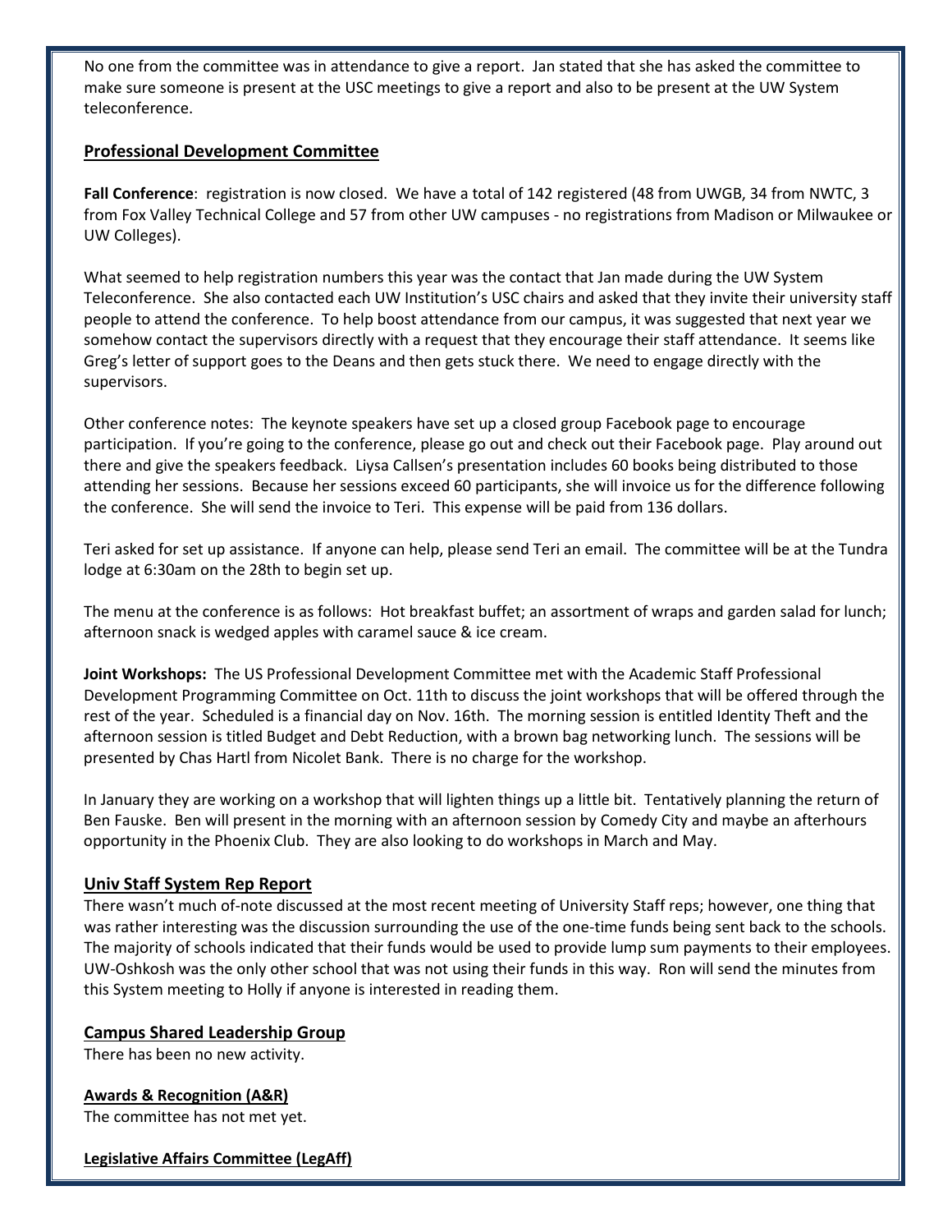No one from the committee was in attendance to give a report. Jan stated that she has asked the committee to make sure someone is present at the USC meetings to give a report and also to be present at the UW System teleconference.

## Professional Development Committee

**Fall Conference**: registration is now closed. We have a total of 142 registered (48 from UWGB, 34 from NWTC, 3 from Fox Valley Technical College and 57 from other UW campuses - no registrations from Madison or Milwaukee or UW Colleges).

What seemed to help registration numbers this year was the contact that Jan made during the UW System Teleconference. She also contacted each UW Institution's USC chairs and asked that they invite their university staff people to attend the conference. To help boost attendance from our campus, it was suggested that next year we somehow contact the supervisors directly with a request that they encourage their staff attendance. It seems like Greg's letter of support goes to the Deans and then gets stuck there. We need to engage directly with the supervisors.

Other conference notes: The keynote speakers have set up a closed group Facebook page to encourage participation. If you're going to the conference, please go out and check out their Facebook page. Play around out there and give the speakers feedback. Liysa Callsen's presentation includes 60 books being distributed to those attending her sessions. Because her sessions exceed 60 participants, she will invoice us for the difference following the conference. She will send the invoice to Teri. This expense will be paid from 136 dollars.

Teri asked for set up assistance. If anyone can help, please send Teri an email. The committee will be at the Tundra lodge at 6:30am on the 28th to begin set up.

The menu at the conference is as follows: Hot breakfast buffet; an assortment of wraps and garden salad for lunch; afternoon snack is wedged apples with caramel sauce & ice cream.

**Joint Workshops:** The US Professional Development Committee met with the Academic Staff Professional Development Programming Committee on Oct. 11th to discuss the joint workshops that will be offered through the rest of the year. Scheduled is a financial day on Nov. 16th. The morning session is entitled Identity Theft and the afternoon session is titled Budget and Debt Reduction, with a brown bag networking lunch. The sessions will be presented by Chas Hartl from Nicolet Bank. There is no charge for the workshop.

In January they are working on a workshop that will lighten things up a little bit. Tentatively planning the return of Ben Fauske. Ben will present in the morning with an afternoon session by Comedy City and maybe an afterhours opportunity in the Phoenix Club. They are also looking to do workshops in March and May.

## Univ Staff System Rep Report

There wasn't much of-note discussed at the most recent meeting of University Staff reps; however, one thing that was rather interesting was the discussion surrounding the use of the one-time funds being sent back to the schools. The majority of schools indicated that their funds would be used to provide lump sum payments to their employees. UW-Oshkosh was the only other school that was not using their funds in this way. Ron will send the minutes from this System meeting to Holly if anyone is interested in reading them.

## Campus Shared Leadership Group

There has been no new activity.

## Awards & Recognition (A&R)

The committee has not met yet.

## Legislative Affairs Committee (LegAff)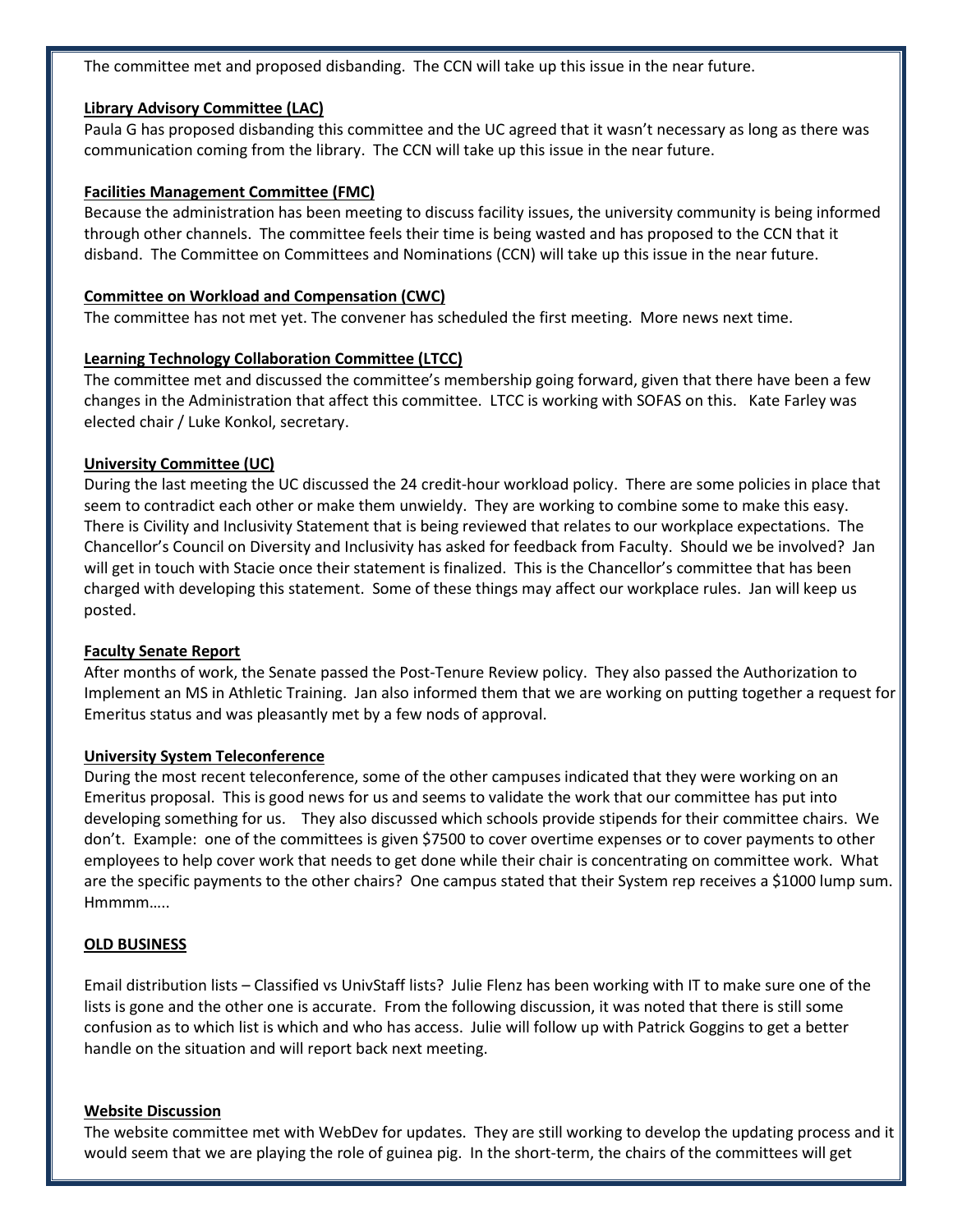The committee met and proposed disbanding. The CCN will take up this issue in the near future.

**Library Advisory Committee (LAC)**

Paula G has proposed disbanding this committee and the UC agreed that it wasn't necessary as long as there was communication coming from the library. The CCN will take up this issue in the near future.

**Facilities Management Committee (FMC)**

Because the administration has been meeting to discuss facility issues, the university community is being informed through other channels. The committee feels their time is being wasted and has proposed to the CCN that it disband. The Committee on Committees and Nominations (CCN) will take up this issue in the near future.

**Committee on Workload and Compensation (CWC)**

The committee has not met yet. The convener has scheduled the first meeting. More news next time.

**Learning Technology Collaboration Committee (LTCC)**

The committee met and discussed the committee's membership going forward, given that there have been a few changes in the Administration that affect this committee. LTCC is working with SOFAS on this. Kate Farley was elected chair / Luke Konkol, secretary.

**University Committee (UC)**

During the last meeting the UC discussed the 24 credit-hour workload policy. There are some policies in place that seem to contradict each other or make them unwieldy. They are working to combine some to make this easy. There is Civility and Inclusivity Statement that is being reviewed that relates to our workplace expectations. The Chancellor's Council on Diversity and Inclusivity has asked for feedback from Faculty. Should we be involved? Jan will get in touch with Stacie once their statement is finalized. This is the Chancellor's committee that has been charged with developing this statement. Some of these things may affect our workplace rules. Jan will keep us posted.

**Faculty Senate Report**

After months of work, the Senate passed the Post-Tenure Review policy. They also passed the Authorization to Implement an MS in Athletic Training. Jan also informed them that we are working on putting together a request for Emeritus status and was pleasantly met by a few nods of approval.

**University System Teleconference**

During the most recent teleconference, some of the other campuses indicated that they were working on an Emeritus proposal. This is good news for us and seems to validate the work that our committee has put into developing something for us. They also discussed which schools provide stipends for their committee chairs. We don't. Example: one of the committees is given $7500 to cover overtime expenses or to cover payments to other employees to help cover work that needs to get done while their chair is concentrating on committee work. What are the specific payments to the other chairs? One campus stated that their System rep receives a $1000 lump sum. Hmmmm…..

**OLD BUSINESS**

Email distribution lists – Classified vs UnivStaff lists? Julie Flenz has been working with IT to make sure one of the lists is gone and the other one is accurate. From the following discussion, it was noted that there is still some confusion as to which list is which and who has access. Julie will follow up with Patrick Goggins to get a better handle on the situation and will report back next meeting.

**Website Discussion**

The website committee met with WebDev for updates. They are still working to develop the updating process and it would seem that we are playing the role of guinea pig. In the short-term, the chairs of the committees will get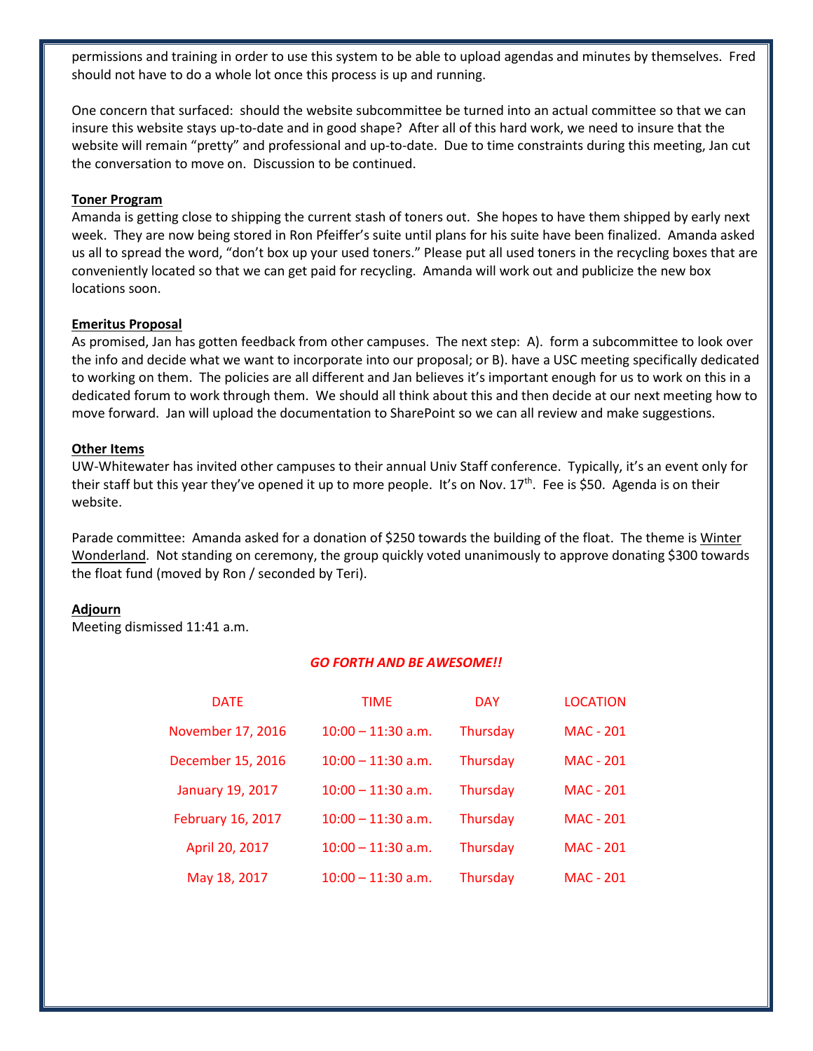permissions and training in order to use this system to be able to upload agendas and minutes by themselves. Fred should not have to do a whole lot once this process is up and running.

One concern that surfaced: should the website subcommittee be turned into an actual committee so that we can insure this website stays up-to-date and in good shape? After all of this hard work, we need to insure that the website will remain "pretty" and professional and up-to-date. Due to time constraints during this meeting, Jan cut the conversation to move on. Discussion to be continued.

**Toner Program**

Amanda is getting close to shipping the current stash of toners out. She hopes to have them shipped by early next week. They are now being stored in Ron Pfeiffer's suite until plans for his suite have been finalized. Amanda asked us all to spread the word, "don't box up your used toners." Please put all used toners in the recycling boxes that are conveniently located so that we can get paid for recycling. Amanda will work out and publicize the new box locations soon.

**Emeritus Proposal**

As promised, Jan has gotten feedback from other campuses. The next step: A). form a subcommittee to look over the info and decide what we want to incorporate into our proposal; or B). have a USC meeting specifically dedicated to working on them. The policies are all different and Jan believes it's important enough for us to work on this in a dedicated forum to work through them. We should all think about this and then decide at our next meeting how to move forward. Jan will upload the documentation to SharePoint so we can all review and make suggestions.

**Other Items**

UW-Whitewater has invited other campuses to their annual Univ Staff conference. Typically, it's an event only for their staff but this year they've opened it up to more people. It's on Nov. 17th. Fee is $50. Agenda is on their website.

Parade committee: Amanda asked for a donation of $250 towards the building of the float. The theme is Winter Wonderland. Not standing on ceremony, the group quickly voted unanimously to approve donating $300 towards the float fund (moved by Ron / seconded by Teri).

**Adjourn**

Meeting dismissed 11:41 a.m.

***GO FORTH AND BE AWESOME!!***

| DATE | TIME | DAY | LOCATION |
|---|---|---|---|
| November 17, 2016 | 10:00 – 11:30 a.m. | Thursday | MAC - 201 |
| December 15, 2016 | 10:00 – 11:30 a.m. | Thursday | MAC - 201 |
| January 19, 2017 | 10:00 – 11:30 a.m. | Thursday | MAC - 201 |
| February 16, 2017 | 10:00 – 11:30 a.m. | Thursday | MAC - 201 |
| April 20, 2017 | 10:00 – 11:30 a.m. | Thursday | MAC - 201 |
| May 18, 2017 | 10:00 – 11:30 a.m. | Thursday | MAC - 201 |